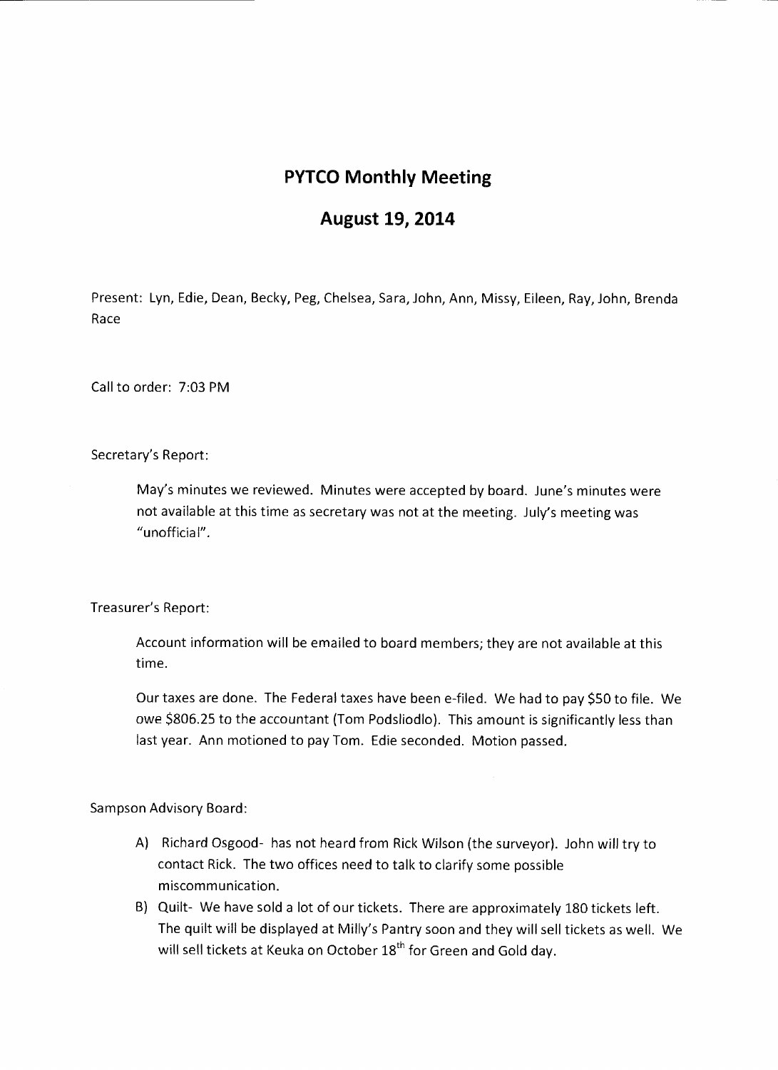# PYTCO Monthly Meeting

## August 19, 2014

Present: Lyn, Edie, Dean, Becky, Peg, Chelsea, Sara, John, Ann, Missy, Eileen, Ray, John, Brenda Race

Call to order: 7:03 PM

Secretary's Report:

May's minutes we reviewed. Minutes were accepted by board. June's minutes were not available at this time as secretary was not at the meeting. July's meeting was "unofficial".

Treasurer's Report:

Account information will be emailed to board members; they are not available at this time.

Our taxes are done. The Federal taxes have been e-filed. We had to pay $50 to file. We owe $806.25 to the accountant (Tom Podsliodlo). This amount is significantly less than last year. Ann motioned to pay Tom. Edie seconded. Motion passed.

Sampson Advisory Board:

A) Richard Osgood- has not heard from Rick Wilson (the surveyor). John will try to contact Rick. The two offices need to talk to clarify some possible miscommunication.

B) Quilt- We have sold a lot of our tickets. There are approximately 180 tickets left. The quilt will be displayed at Milly's Pantry soon and they will sell tickets as well. We will sell tickets at Keuka on October 18th for Green and Gold day.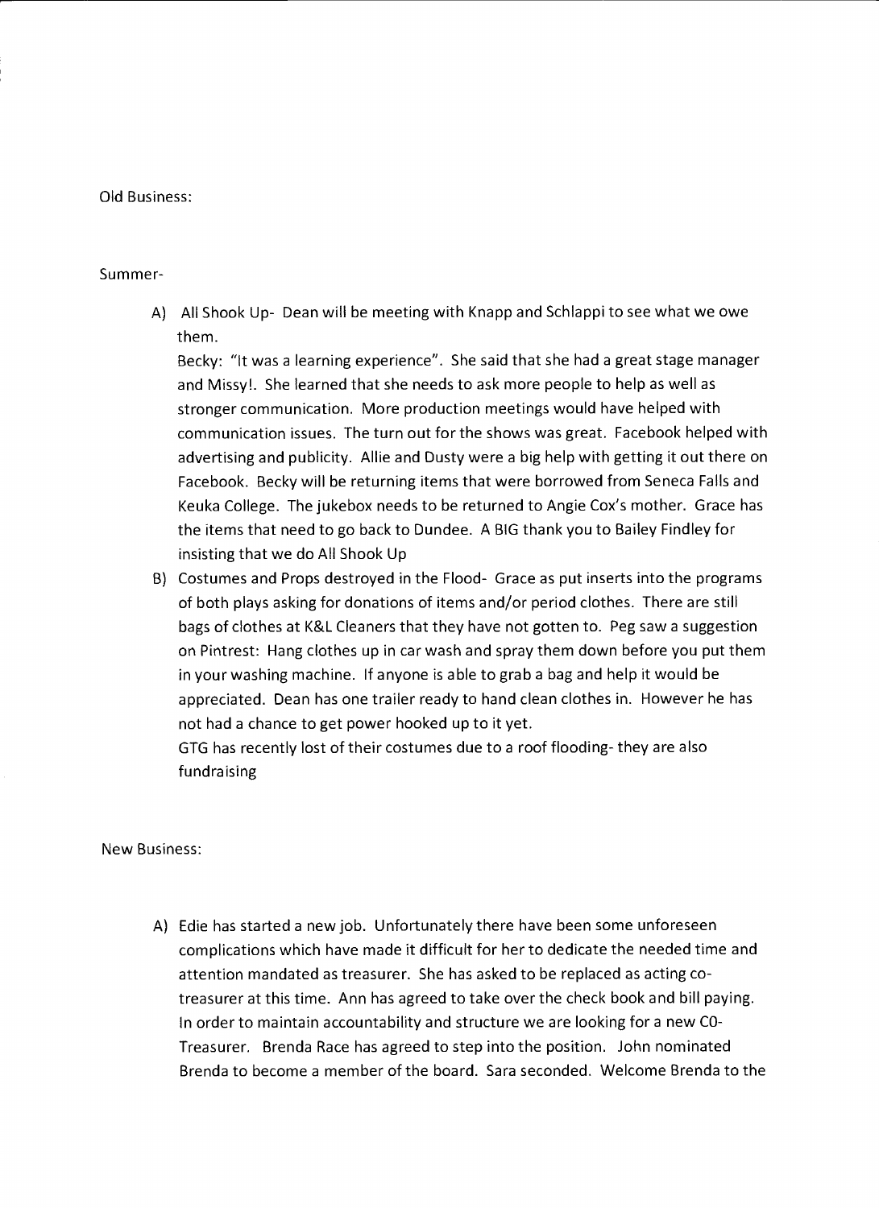Old Business:

Summer-

A) All Shook Up- Dean will be meeting with Knapp and Schlappi to see what we owe them.

   Becky: "It was a learning experience". She said that she had a great stage manager and Missy!. She learned that she needs to ask more people to help as well as stronger communication. More production meetings would have helped with communication issues. The turn out for the shows was great. Facebook helped with advertising and publicity. Allie and Dusty were a big help with getting it out there on Facebook. Becky will be returning items that were borrowed from Seneca Falls and Keuka College. The jukebox needs to be returned to Angie Cox's mother. Grace has the items that need to go back to Dundee. A BIG thank you to Bailey Findley for insisting that we do All Shook Up

B) Costumes and Props destroyed in the Flood- Grace as put inserts into the programs of both plays asking for donations of items and/or period clothes. There are still bags of clothes at K&L Cleaners that they have not gotten to. Peg saw a suggestion on Pintrest: Hang clothes up in car wash and spray them down before you put them in your washing machine. If anyone is able to grab a bag and help it would be appreciated. Dean has one trailer ready to hand clean clothes in. However he has not had a chance to get power hooked up to it yet.

   GTG has recently lost of their costumes due to a roof flooding- they are also fundraising

New Business:

A) Edie has started a new job. Unfortunately there have been some unforeseen complications which have made it difficult for her to dedicate the needed time and attention mandated as treasurer. She has asked to be replaced as acting co-treasurer at this time. Ann has agreed to take over the check book and bill paying. In order to maintain accountability and structure we are looking for a new CO-Treasurer. Brenda Race has agreed to step into the position. John nominated Brenda to become a member of the board. Sara seconded. Welcome Brenda to the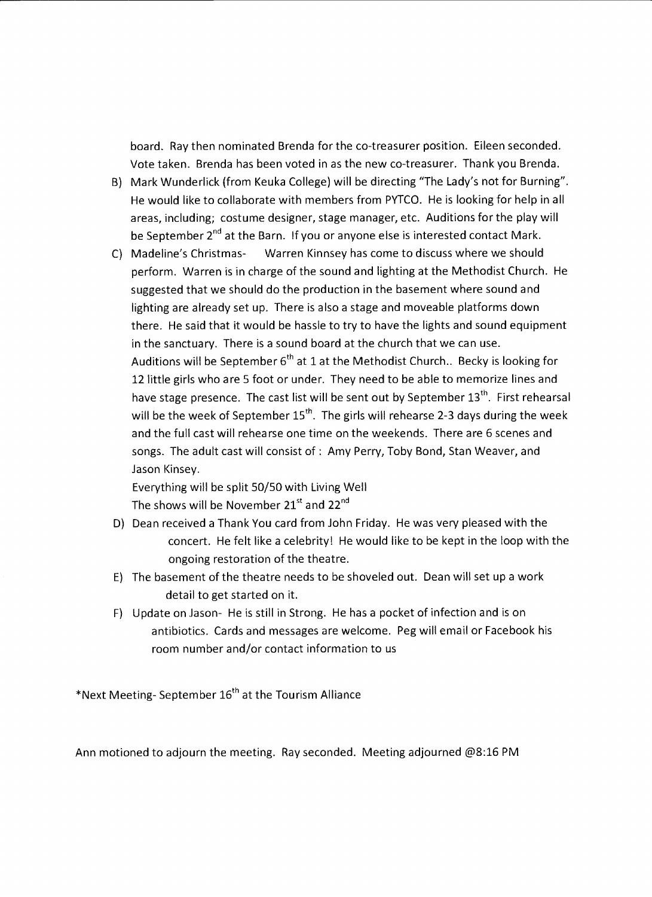board. Ray then nominated Brenda for the co-treasurer position. Eileen seconded. Vote taken. Brenda has been voted in as the new co-treasurer. Thank you Brenda.

B) Mark Wunderlick (from Keuka College) will be directing "The Lady's not for Burning". He would like to collaborate with members from PYTCO. He is looking for help in all areas, including; costume designer, stage manager, etc. Auditions for the play will be September 2nd at the Barn. If you or anyone else is interested contact Mark.

C) Madeline's Christmas- Warren Kinnsey has come to discuss where we should perform. Warren is in charge of the sound and lighting at the Methodist Church. He suggested that we should do the production in the basement where sound and lighting are already set up. There is also a stage and moveable platforms down there. He said that it would be hassle to try to have the lights and sound equipment in the sanctuary. There is a sound board at the church that we can use. Auditions will be September 6th at 1 at the Methodist Church.. Becky is looking for 12 little girls who are 5 foot or under. They need to be able to memorize lines and have stage presence. The cast list will be sent out by September 13th. First rehearsal will be the week of September 15th. The girls will rehearse 2-3 days during the week and the full cast will rehearse one time on the weekends. There are 6 scenes and songs. The adult cast will consist of : Amy Perry, Toby Bond, Stan Weaver, and Jason Kinsey.

   Everything will be split 50/50 with Living Well

   The shows will be November 21st and 22nd

D) Dean received a Thank You card from John Friday. He was very pleased with the concert. He felt like a celebrity! He would like to be kept in the loop with the ongoing restoration of the theatre.

E) The basement of the theatre needs to be shoveled out. Dean will set up a work detail to get started on it.

F) Update on Jason- He is still in Strong. He has a pocket of infection and is on antibiotics. Cards and messages are welcome. Peg will email or Facebook his room number and/or contact information to us

*Next Meeting- September 16th at the Tourism Alliance

Ann motioned to adjourn the meeting. Ray seconded. Meeting adjourned @8:16 PM